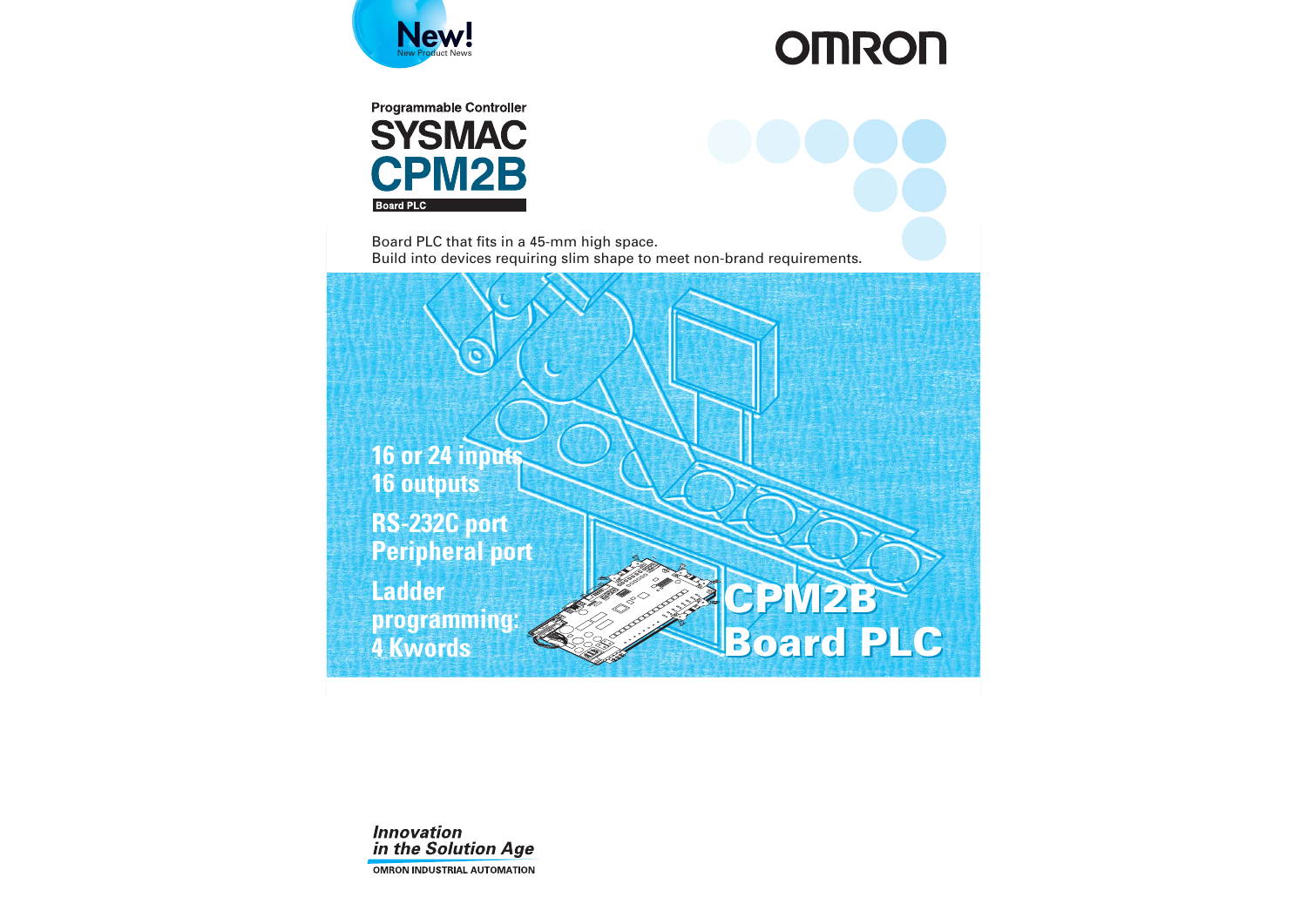New!
New Product News

OMRON

Programmable Controller

# SYSMAC CPM2B

Board PLC

Board PLC that fits in a 45-mm high space.
Build into devices requiring slim shape to meet non-brand requirements.

**16 or 24 inputs**
**16 outputs**

**RS-232C port**
**Peripheral port**

**Ladder programming: 4 Kwords**

**CPM2B Board PLC**

*Innovation in the Solution Age*

OMRON INDUSTRIAL AUTOMATION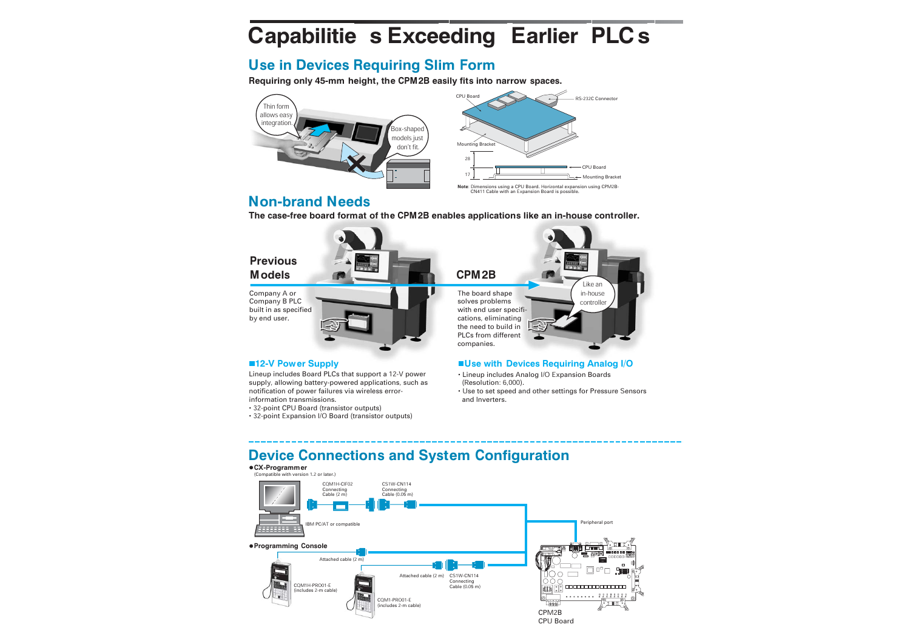# Capabilities Exceeding Earlier PLCs

## Use in Devices Requiring Slim Form

**Requiring only 45-mm height, the CPM2B easily fits into narrow spaces.**

Thin form allows easy integration.

Box-shaped models just don't fit.

CPU Board

RS-232C Connector

Mounting Bracket

28

17

CPU Board

Mounting Bracket

**Note**: Dimensions using a CPU Board. Horizontal expansion using CPM2B-CN411 Cable with an Expansion Board is possible.

## Non-brand Needs

**The case-free board format of the CPM2B enables applications like an in-house controller.**

**Previous Models**

Company A or Company B PLC built in as specified by end user.

**CPM2B**

The board shape solves problems with end user specifications, eliminating the need to build in PLCs from different companies.

Like an in-house controller

### ■12-V Power Supply

Lineup includes Board PLCs that support a 12-V power supply, allowing battery-powered applications, such as notification of power failures via wireless error-information transmissions.

- 32-point CPU Board (transistor outputs)
- 32-point Expansion I/O Board (transistor outputs)

### ■Use with Devices Requiring Analog I/O

- Lineup includes Analog I/O Expansion Boards (Resolution: 6,000).
- Use to set speed and other settings for Pressure Sensors and Inverters.

## Device Connections and System Configuration

**●CX-Programmer**
(Compatible with version 1.2 or later.)

COM1H-CIF02 Connecting Cable (2 m)

CS1W-CN114 Connecting Cable (0.05 m)

IBM PC/AT or compatible

Peripheral port

**●Programming Console**

Attached cable (2 m)

Attached cable (2 m)

CS1W-CN114 Connecting Cable (0.05 m)

COM1H-PRO01-E (includes 2-m cable)

CQM1-PRO01-E (includes 2-m cable)

CPM2B CPU Board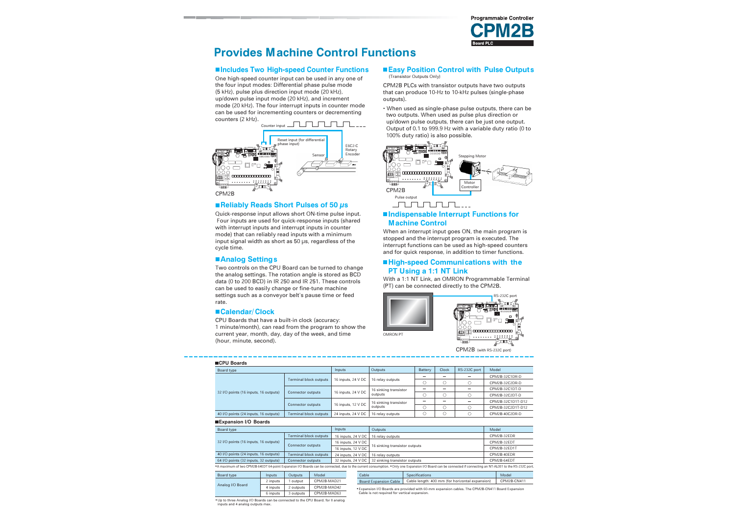# Provides Machine Control Functions

## ■Includes Two High-speed Counter Functions

One high-speed counter input can be used in any one of the four input modes: Differential phase pulse mode (5 kHz), pulse plus direction input mode (20 kHz), up/down pulse input mode (20 kHz), and increment mode (20 kHz). The four interrupt inputs in counter mode can be used for incrementing counters or decrementing counters (2 kHz).

Counter input

Reset input (for differential phase input)

Sensor

E6C2-C Rotary Encoder

CPM2B

## ■Reliably Reads Short Pulses of 50 μs

Quick-response input allows short ON-time pulse input. Four inputs are used for quick-response inputs (shared with interrupt inputs and interrupt inputs in counter mode) that can reliably read inputs with a minimum input signal width as short as 50 μs, regardless of the cycle time.

## ■Analog Settings

Two controls on the CPU Board can be turned to change the analog settings. The rotation angle is stored as BCD data (0 to 200 BCD) in IR 250 and IR 251. These controls can be used to easily change or fine-tune machine settings such as a conveyor belt's pause time or feed rate.

## ■Calendar/Clock

CPU Boards that have a built-in clock (accuracy: 1 minute/month), can read from the program to show the current year, month, day, day of the week, and time (hour, minute, second).

## ■Easy Position Control with Pulse Outputs

(Transistor Outputs Only)

CPM2B PLCs with transistor outputs have two outputs that can produce 10-Hz to 10-kHz pulses (single-phase outputs).

- When used as single-phase pulse outputs, there can be two outputs. When used as pulse plus direction or up/down pulse outputs, there can be just one output. Output of 0.1 to 999.9 Hz with a variable duty ratio (0 to 100% duty ratio) is also possible.

Stepping Motor

Motor Controller

CPM2B

Pulse output

## ■Indispensable Interrupt Functions for Machine Control

When an interrupt input goes ON, the main program is stopped and the interrupt program is executed. The interrupt functions can be used as high-speed counters and for quick response, in addition to timer functions.

## ■High-speed Communications with the PT Using a 1:1 NT Link

With a 1:1 NT Link, an OMRON Programmable Terminal (PT) can be connected directly to the CPM2B.

RS-232C port

OMRON PT

CPM2B (with RS-232C port)

### ■CPU Boards

| Board type | | Inputs | Outputs | Battery | Clock | RS-232C port | Model |
|---|---|---|---|---|---|---|---|
| 32 I/O points (16 inputs, 16 outputs) | Terminal block outputs | 16 inputs, 24 V DC | 16 relay outputs | — | — | — | CPM2B-32C1DR-D |
| | | | | ○ | ○ | ○ | CPM2B-32C2DR-D |
| | Connector outputs | 16 inputs, 24 V DC | 16 sinking transistor outputs | — | — | — | CPM2B-32C1DT-D |
| | | | | ○ | ○ | ○ | CPM2B-32C2DT-D |
| | Connector outputs | 16 inputs, 12 V DC | 16 sinking transistor outputs | — | — | — | CPM2B-32C1D1T-D12 |
| | | | | ○ | ○ | ○ | CPM2B-32C2D1T-D12 |
| 40 I/O points (24 inputs, 16 outputs) | Terminal block outputs | 24 inputs, 24 V DC | 16 relay outputs | ○ | ○ | ○ | CPM2B-40C2DR-D |

### ■Expansion I/O Boards

| Board type | | Inputs | Outputs | Model |
|---|---|---|---|---|
| 32 I/O points (16 inputs, 16 outputs) | Terminal block outputs | 16 inputs, 24 V DC | 16 relay outputs | CPM2B-32EDR |
| | Connector outputs | 16 inputs, 24 V DC | 16 sinking transistor outputs | CPM2B-32EDT |
| | | 16 inputs, 12 V DC | | CPM2B-32ED1T |
| 40 I/O points (24 inputs, 16 outputs) | Terminal block outputs | 24 inputs, 24 V DC | 16 relay outputs | CPM2B-40EDR |
| 64 I/O points (32 inputs, 32 outputs) | Connector outputs | 32 inputs, 24 V DC | 32 sinking transistor outputs | CPM2B-64EDT |

• A maximum of two CPM2B-64EDT 64-point Expansion I/O Boards can be connected, due to the current consumption. • Only one Expansion I/O Board can be connected if connecting an NT-AL001 to the RS-232C port.

| Board type | Inputs | Outputs | Model |
|---|---|---|---|
| Analog I/O Board | 2 inputs | 1 output | CPM2B-MAD21 |
| | 4 inputs | 2 outputs | CPM2B-MAD42 |
| | 6 inputs | 3 outputs | CPM2B-MAD63 |

• Up to three Analog I/O Boards can be connected to the CPU Board, for 8 analog inputs and 4 analog outputs max.

| Cable | Specifications | Model |
|---|---|---|
| Board Expansion Cable | Cable length: 400 mm (for horizontal expansion) | CPM2B-CN411 |

• Expansion I/O Boards are provided with 60-mm expansion cables. The CPM2B-CN411 Board Expansion Cable is not required for vertical expansion.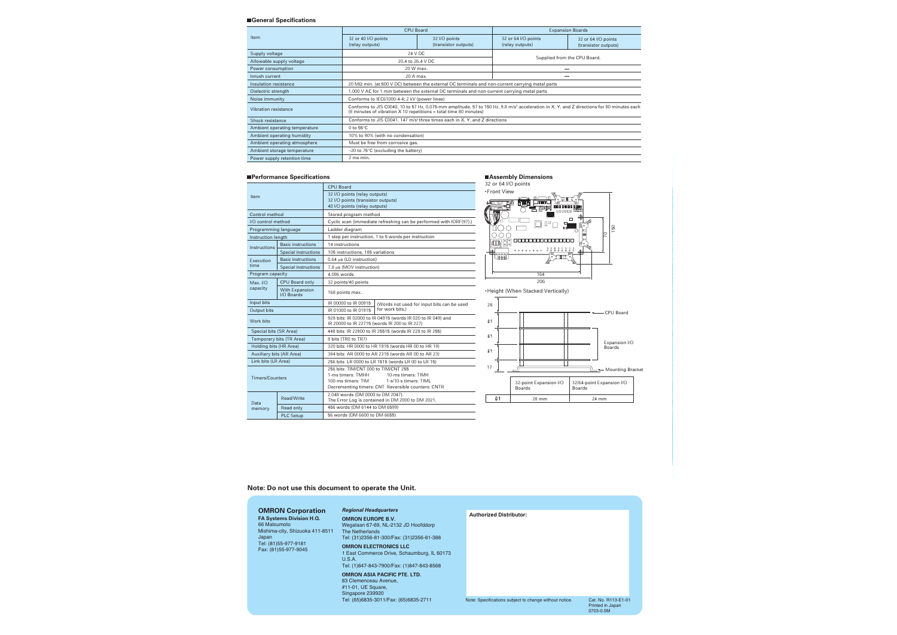## General Specifications

| Item | CPU Board | | Expansion Boards | |
|---|---|---|---|---|
| | 32 or 40 I/O points (relay outputs) | 32 I/O points (transistor outputs) | 32 or 64 I/O points (relay outputs) | 32 or 64 I/O points (transistor outputs) |
| Supply voltage | 24 V DC | | Supplied from the CPU Board. | |
| Allowable supply voltage | 20.4 to 26.4 V DC | | | |
| Power consumption | 20 W max. | | — | |
| Inrush current | 20 A max. | | — | |
| Insulation resistance | 20 MΩ min. (at 500 V DC) between the external DC terminals and non-current carrying metal parts | | | |
| Dielectric strength | 1,000 V AC for 1 min between the external DC terminals and non-current carrying metal parts | | | |
| Noise immunity | Conforms to IEC61000-4-4; 2 kV (power lines) | | | |
| Vibration resistance | Conforms to JIS C0040. 10 to 57 Hz, 0.075-mm amplitude, 57 to 150 Hz, 9.8 m/s² acceleration in X, Y, and Z directions for 80 minutes each (8 minutes of vibration X 10 repetitions = total time 80 minutes) | | | |
| Shock resistance | Conforms to JIS C0041. 147 m/s² three times each in X, Y, and Z directions | | | |
| Ambient operating temperature | 0 to 55°C | | | |
| Ambient operating humidity | 10% to 90% (with no condensation) | | | |
| Ambient operating atmosphere | Must be free from corrosive gas. | | | |
| Ambient storage temperature | −20 to 75°C (excluding the battery) | | | |
| Power supply retention time | 2 ms min. | | | |

## Performance Specifications

| Item | | CPU Board | |
|---|---|---|---|
| | | 32 I/O points (relay outputs)<br>32 I/O points (transistor outputs)<br>40 I/O points (relay outputs) | |
| Control method | | Stored program method | |
| I/O control method | | Cyclic scan (immediate refreshing can be performed with IORF(97).) | |
| Programming language | | Ladder diagram | |
| Instruction length | | 1 step per instruction, 1 to 5 words per instruction | |
| Instructions | Basic instructions | 14 instructions | |
| | Special instructions | 105 instructions, 185 variations | |
| Execution time | Basic instructions | 0.64 μs (LD instruction) | |
| | Special instructions | 7.8 μs (MOV instruction) | |
| Program capacity | | 4,096 words | |
| Max. I/O capacity | CPU Board only | 32 points/40 points | |
| | With Expansion I/O Boards | 168 points max. | |
| Input bits | | IR 00000 to IR 00915 | (Words not used for input bits can be used for work bits.) |
| Output bits | | IR 01000 to IR 01915 | |
| Work bits | | 928 bits: IR 02000 to IR 04915 (words IR 020 to IR 049) and IR 20000 to IR 22715 (words IR 200 to IR 227) | |
| Special bits (SR Area) | | 448 bits: IR 22800 to IR 25515 (words IR 228 to IR 255) | |
| Temporary bits (TR Area) | | 8 bits (TR0 to TR7) | |
| Holding bits (HR Area) | | 320 bits: HR 0000 to HR 1915 (words HR 00 to HR 19) | |
| Auxiliary bits (AR Area) | | 384 bits: AR 0000 to AR 2315 (words AR 00 to AR 23) | |
| Link bits (LR Area) | | 256 bits: LR 0000 to LR 1515 (words LR 00 to LR 15) | |
| Timers/Counters | | 256 bits: TIM/CNT 000 to TIM/CNT 255<br>1-ms timers: TMHH 10-ms timers: TIMH<br>100-ms timers: TIM 1-s/10-s timers: TIML<br>Decrementing timers: CNT Reversible counters: CNTR | |
| Data memory | Read/Write | 2,048 words (DM 0000 to DM 2047).<br>The Error Log is contained in DM 2000 to DM 2021. | |
| | Read only | 456 words (DM 6144 to DM 6599) | |
| | PLC Setup | 56 words (DM 6600 to DM 6655) | |

## Assembly Dimensions

32 or 64 I/O points

• Front View

150
70
164
206

• Height (When Stacked Vertically)

28
21
21
21
17

CPU Board
Expansion I/O Boards
Mounting Bracket

| | 32-point Expansion I/O Boards | 32/64-point Expansion I/O Boards |
|---|---|---|
| 21 | 28 mm | 24 mm |

**Note: Do not use this document to operate the Unit.**

**OMRON Corporation**
**FA Systems Division H.Q.**
66 Matsumoto
Mishima-city, Shizuoka 411-8511
Japan
Tel: (81)55-977-9181
Fax: (81)55-977-9045

***Regional Headquarters***

**OMRON EUROPE B.V.**
Wegalaan 67-69, NL-2132 JD Hoofddorp
The Netherlands
Tel: (31)2356-81-300/Fax: (31)2356-81-388

**OMRON ELECTRONICS LLC**
1 East Commerce Drive, Schaumburg, IL 60173
U.S.A.
Tel: (1)847-843-7900/Fax: (1)847-843-8568

**OMRON ASIA PACIFIC PTE. LTD.**
83 Clemenceau Avenue,
#11-01, UE Square,
Singapore 239920
Tel: (65)6835-3011/Fax: (65)6835-2711

**Authorized Distributor:**

Note: Specifications subject to change without notice.

Cat. No. R113-E1-01
Printed in Japan
0703-0.5M